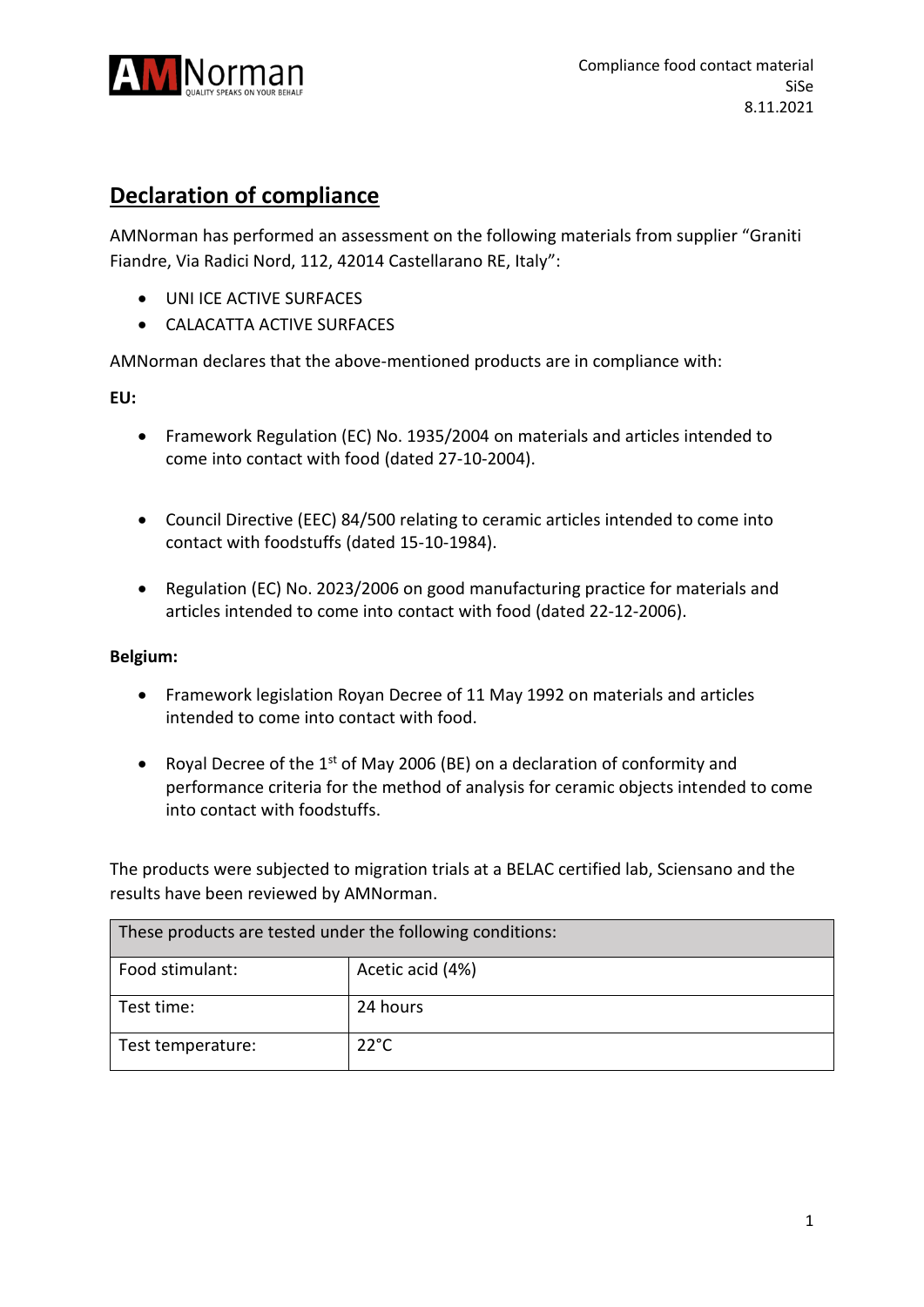Compliance food contact material
SiSe
8.11.2021

# Declaration of compliance

AMNorman has performed an assessment on the following materials from supplier "Graniti Fiandre, Via Radici Nord, 112, 42014 Castellarano RE, Italy":

- UNI ICE ACTIVE SURFACES
- CALACATTA ACTIVE SURFACES

AMNorman declares that the above-mentioned products are in compliance with:

**EU:**

- Framework Regulation (EC) No. 1935/2004 on materials and articles intended to come into contact with food (dated 27-10-2004).
- Council Directive (EEC) 84/500 relating to ceramic articles intended to come into contact with foodstuffs (dated 15-10-1984).
- Regulation (EC) No. 2023/2006 on good manufacturing practice for materials and articles intended to come into contact with food (dated 22-12-2006).

**Belgium:**

- Framework legislation Royan Decree of 11 May 1992 on materials and articles intended to come into contact with food.
- Royal Decree of the 1st of May 2006 (BE) on a declaration of conformity and performance criteria for the method of analysis for ceramic objects intended to come into contact with foodstuffs.

The products were subjected to migration trials at a BELAC certified lab, Sciensano and the results have been reviewed by AMNorman.

| These products are tested under the following conditions: | |
|---|---|
| Food stimulant: | Acetic acid (4%) |
| Test time: | 24 hours |
| Test temperature: | 22°C |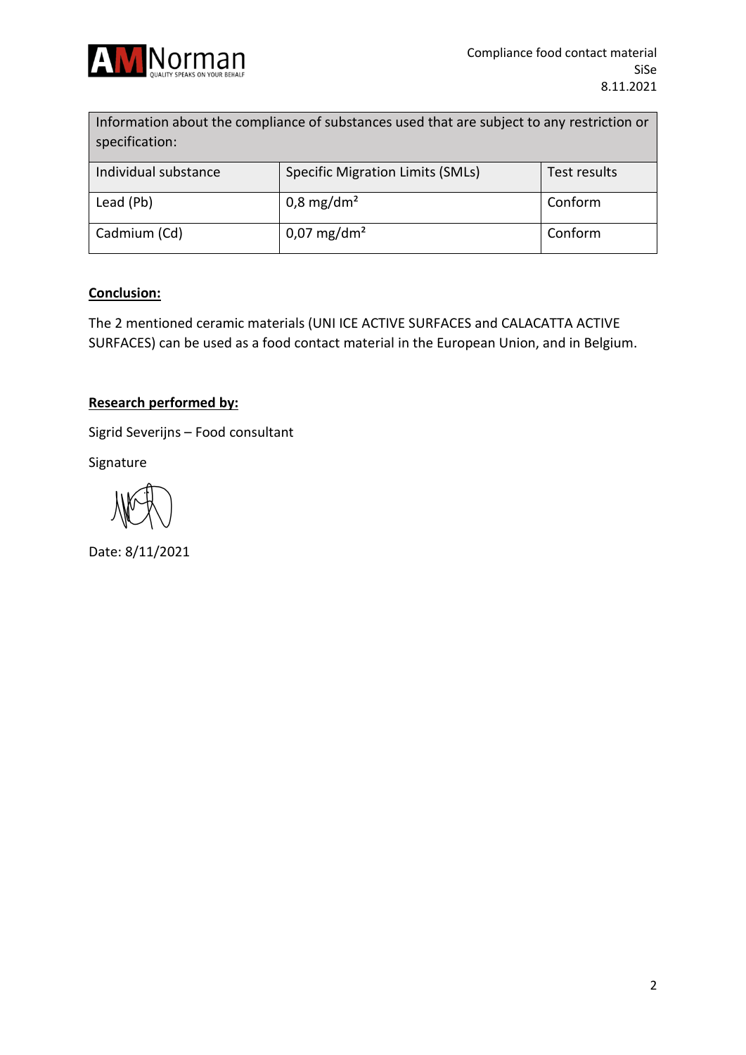| Information about the compliance of substances used that are subject to any restriction or specification: | | |
|---|---|---|
| Individual substance | Specific Migration Limits (SMLs) | Test results |
| Lead (Pb) | 0,8 mg/dm² | Conform |
| Cadmium (Cd) | 0,07 mg/dm² | Conform |

**Conclusion:**

The 2 mentioned ceramic materials (UNI ICE ACTIVE SURFACES and CALACATTA ACTIVE SURFACES) can be used as a food contact material in the European Union, and in Belgium.

**Research performed by:**

Sigrid Severijns – Food consultant

Signature

Date: 8/11/2021